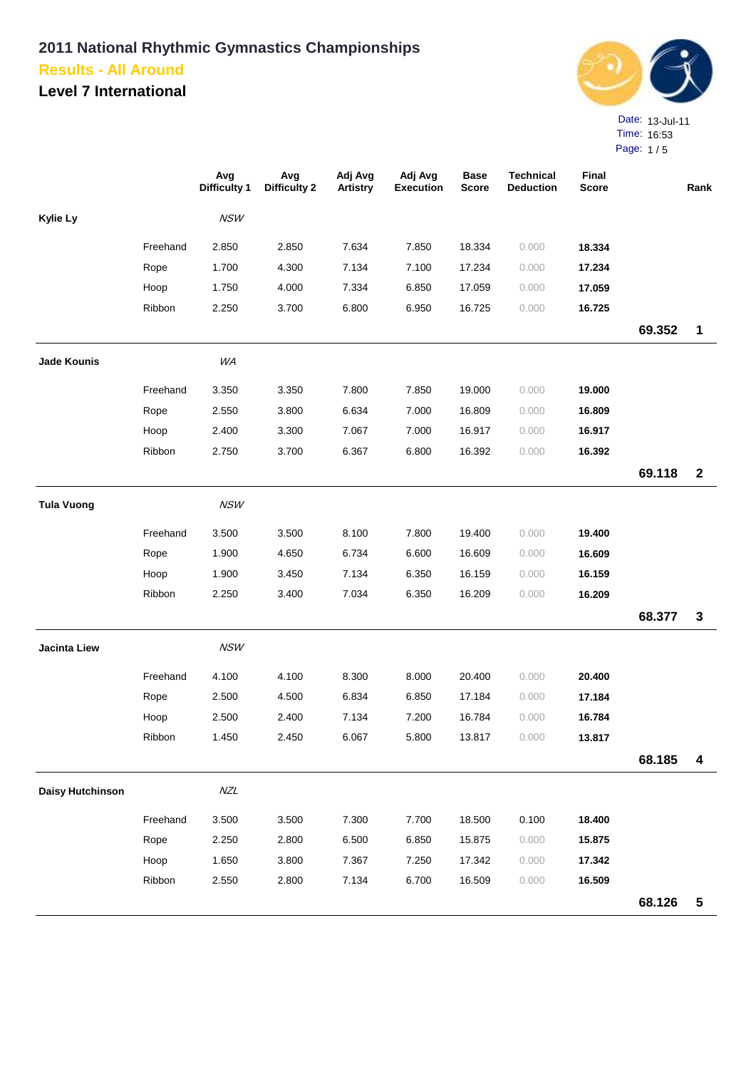# 2011 National Rhythmic Gymnastics Championships

## Results - All Around

## Level 7 International

Date: 13-Jul-11
Time: 16:53

| | | Avg Difficulty 1 | Avg Difficulty 2 | Adj Avg Artistry | Adj Avg Execution | Base Score | Technical Deduction | Final Score | | Rank |
|---|---|---|---|---|---|---|---|---|---|---|
| **Kylie Ly** | | *NSW* | | | | | | | | |
| | Freehand | 2.850 | 2.850 | 7.634 | 7.850 | 18.334 | 0.000 | **18.334** | | |
| | Rope | 1.700 | 4.300 | 7.134 | 7.100 | 17.234 | 0.000 | **17.234** | | |
| | Hoop | 1.750 | 4.000 | 7.334 | 6.850 | 17.059 | 0.000 | **17.059** | | |
| | Ribbon | 2.250 | 3.700 | 6.800 | 6.950 | 16.725 | 0.000 | **16.725** | | |
| | | | | | | | | | **69.352** | **1** |
| **Jade Kounis** | | *WA* | | | | | | | | |
| | Freehand | 3.350 | 3.350 | 7.800 | 7.850 | 19.000 | 0.000 | **19.000** | | |
| | Rope | 2.550 | 3.800 | 6.634 | 7.000 | 16.809 | 0.000 | **16.809** | | |
| | Hoop | 2.400 | 3.300 | 7.067 | 7.000 | 16.917 | 0.000 | **16.917** | | |
| | Ribbon | 2.750 | 3.700 | 6.367 | 6.800 | 16.392 | 0.000 | **16.392** | | |
| | | | | | | | | | **69.118** | **2** |
| **Tula Vuong** | | *NSW* | | | | | | | | |
| | Freehand | 3.500 | 3.500 | 8.100 | 7.800 | 19.400 | 0.000 | **19.400** | | |
| | Rope | 1.900 | 4.650 | 6.734 | 6.600 | 16.609 | 0.000 | **16.609** | | |
| | Hoop | 1.900 | 3.450 | 7.134 | 6.350 | 16.159 | 0.000 | **16.159** | | |
| | Ribbon | 2.250 | 3.400 | 7.034 | 6.350 | 16.209 | 0.000 | **16.209** | | |
| | | | | | | | | | **68.377** | **3** |
| **Jacinta Liew** | | *NSW* | | | | | | | | |
| | Freehand | 4.100 | 4.100 | 8.300 | 8.000 | 20.400 | 0.000 | **20.400** | | |
| | Rope | 2.500 | 4.500 | 6.834 | 6.850 | 17.184 | 0.000 | **17.184** | | |
| | Hoop | 2.500 | 2.400 | 7.134 | 7.200 | 16.784 | 0.000 | **16.784** | | |
| | Ribbon | 1.450 | 2.450 | 6.067 | 5.800 | 13.817 | 0.000 | **13.817** | | |
| | | | | | | | | | **68.185** | **4** |
| **Daisy Hutchinson** | | *NZL* | | | | | | | | |
| | Freehand | 3.500 | 3.500 | 7.300 | 7.700 | 18.500 | 0.100 | **18.400** | | |
| | Rope | 2.250 | 2.800 | 6.500 | 6.850 | 15.875 | 0.000 | **15.875** | | |
| | Hoop | 1.650 | 3.800 | 7.367 | 7.250 | 17.342 | 0.000 | **17.342** | | |
| | Ribbon | 2.550 | 2.800 | 7.134 | 6.700 | 16.509 | 0.000 | **16.509** | | |
| | | | | | | | | | **68.126** | **5** |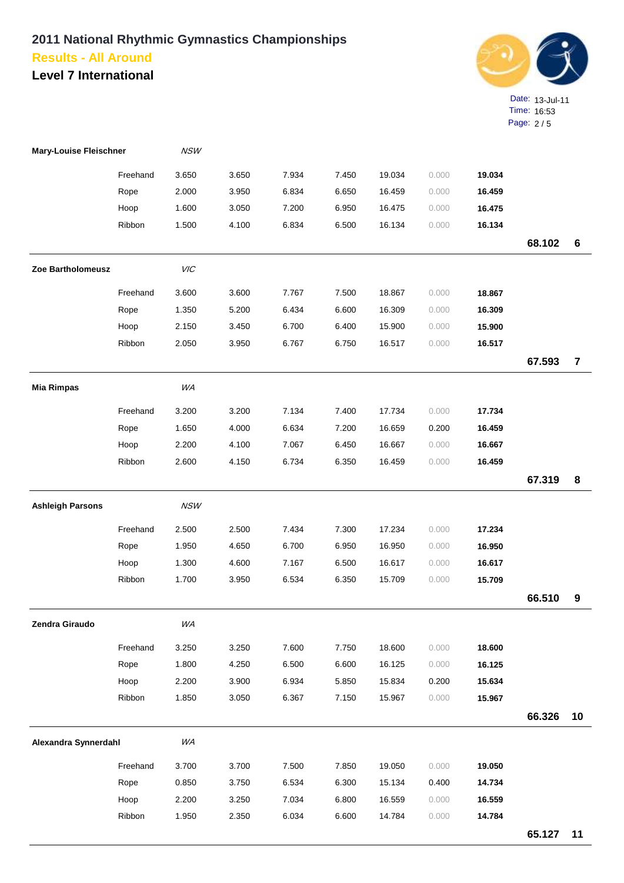# 2011 National Rhythmic Gymnastics Championships

## Results - All Around

## Level 7 International

Date: 13-Jul-11
Time: 16:53

| Name | State / Apparatus | | | | | | | | | |
|---|---|---|---|---|---|---|---|---|---|---|
| **Mary-Louise Fleischner** | *NSW* | | | | | | | | | |
| | Freehand | 3.650 | 3.650 | 7.934 | 7.450 | 19.034 | 0.000 | **19.034** | | |
| | Rope | 2.000 | 3.950 | 6.834 | 6.650 | 16.459 | 0.000 | **16.459** | | |
| | Hoop | 1.600 | 3.050 | 7.200 | 6.950 | 16.475 | 0.000 | **16.475** | | |
| | Ribbon | 1.500 | 4.100 | 6.834 | 6.500 | 16.134 | 0.000 | **16.134** | | |
| | | | | | | | | | **68.102** | **6** |
| **Zoe Bartholomeusz** | *VIC* | | | | | | | | | |
| | Freehand | 3.600 | 3.600 | 7.767 | 7.500 | 18.867 | 0.000 | **18.867** | | |
| | Rope | 1.350 | 5.200 | 6.434 | 6.600 | 16.309 | 0.000 | **16.309** | | |
| | Hoop | 2.150 | 3.450 | 6.700 | 6.400 | 15.900 | 0.000 | **15.900** | | |
| | Ribbon | 2.050 | 3.950 | 6.767 | 6.750 | 16.517 | 0.000 | **16.517** | | |
| | | | | | | | | | **67.593** | **7** |
| **Mia Rimpas** | *WA* | | | | | | | | | |
| | Freehand | 3.200 | 3.200 | 7.134 | 7.400 | 17.734 | 0.000 | **17.734** | | |
| | Rope | 1.650 | 4.000 | 6.634 | 7.200 | 16.659 | 0.200 | **16.459** | | |
| | Hoop | 2.200 | 4.100 | 7.067 | 6.450 | 16.667 | 0.000 | **16.667** | | |
| | Ribbon | 2.600 | 4.150 | 6.734 | 6.350 | 16.459 | 0.000 | **16.459** | | |
| | | | | | | | | | **67.319** | **8** |
| **Ashleigh Parsons** | *NSW* | | | | | | | | | |
| | Freehand | 2.500 | 2.500 | 7.434 | 7.300 | 17.234 | 0.000 | **17.234** | | |
| | Rope | 1.950 | 4.650 | 6.700 | 6.950 | 16.950 | 0.000 | **16.950** | | |
| | Hoop | 1.300 | 4.600 | 7.167 | 6.500 | 16.617 | 0.000 | **16.617** | | |
| | Ribbon | 1.700 | 3.950 | 6.534 | 6.350 | 15.709 | 0.000 | **15.709** | | |
| | | | | | | | | | **66.510** | **9** |
| **Zendra Giraudo** | *WA* | | | | | | | | | |
| | Freehand | 3.250 | 3.250 | 7.600 | 7.750 | 18.600 | 0.000 | **18.600** | | |
| | Rope | 1.800 | 4.250 | 6.500 | 6.600 | 16.125 | 0.000 | **16.125** | | |
| | Hoop | 2.200 | 3.900 | 6.934 | 5.850 | 15.834 | 0.200 | **15.634** | | |
| | Ribbon | 1.850 | 3.050 | 6.367 | 7.150 | 15.967 | 0.000 | **15.967** | | |
| | | | | | | | | | **66.326** | **10** |
| **Alexandra Synnerdahl** | *WA* | | | | | | | | | |
| | Freehand | 3.700 | 3.700 | 7.500 | 7.850 | 19.050 | 0.000 | **19.050** | | |
| | Rope | 0.850 | 3.750 | 6.534 | 6.300 | 15.134 | 0.400 | **14.734** | | |
| | Hoop | 2.200 | 3.250 | 7.034 | 6.800 | 16.559 | 0.000 | **16.559** | | |
| | Ribbon | 1.950 | 2.350 | 6.034 | 6.600 | 14.784 | 0.000 | **14.784** | | |
| | | | | | | | | | **65.127** | **11** |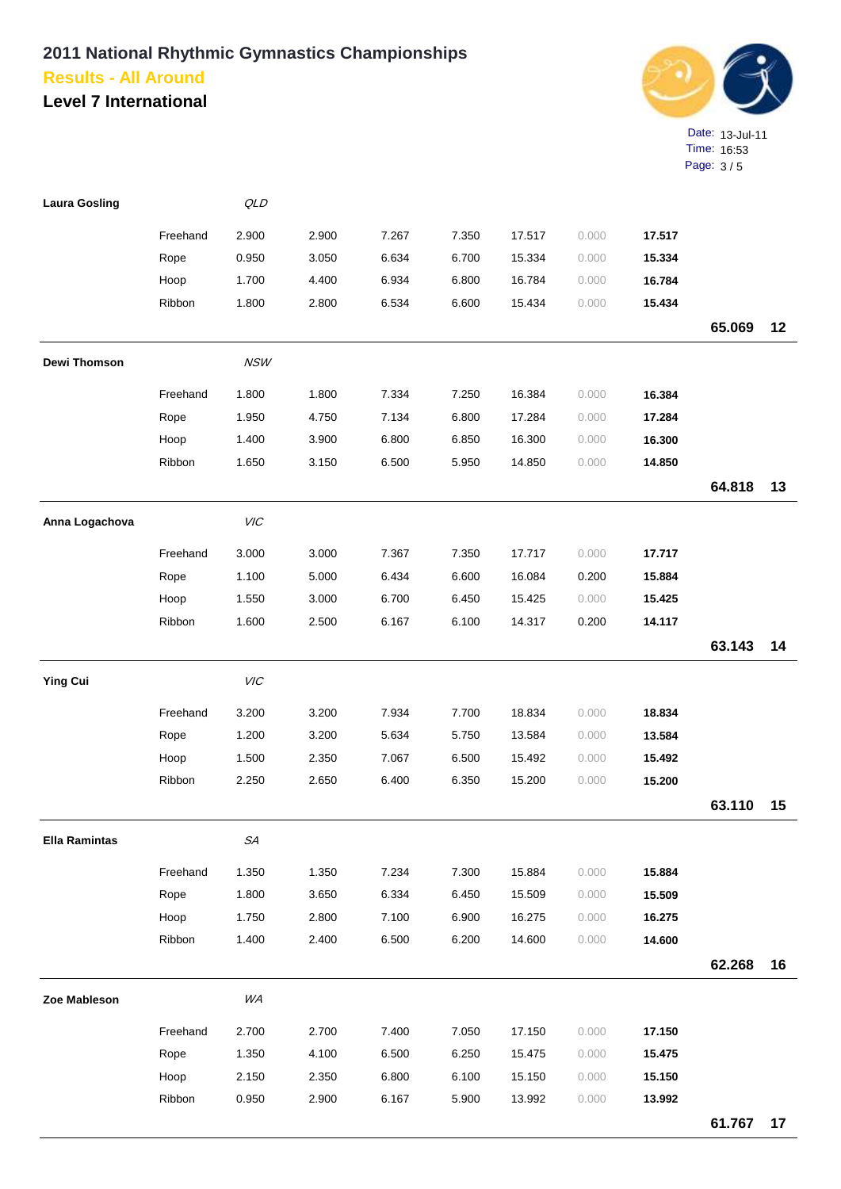# 2011 National Rhythmic Gymnastics Championships

## Results - All Around

### Level 7 International

Date: 13-Jul-11
Time: 16:53

| Gymnast | Apparatus | | | | | | | | Total | Rank |
|---|---|---|---|---|---|---|---|---|---|---|
| **Laura Gosling** | | *QLD* | | | | | | | | |
| | Freehand | 2.900 | 2.900 | 7.267 | 7.350 | 17.517 | 0.000 | **17.517** | | |
| | Rope | 0.950 | 3.050 | 6.634 | 6.700 | 15.334 | 0.000 | **15.334** | | |
| | Hoop | 1.700 | 4.400 | 6.934 | 6.800 | 16.784 | 0.000 | **16.784** | | |
| | Ribbon | 1.800 | 2.800 | 6.534 | 6.600 | 15.434 | 0.000 | **15.434** | | |
| | | | | | | | | | **65.069** | **12** |
| **Dewi Thomson** | | *NSW* | | | | | | | | |
| | Freehand | 1.800 | 1.800 | 7.334 | 7.250 | 16.384 | 0.000 | **16.384** | | |
| | Rope | 1.950 | 4.750 | 7.134 | 6.800 | 17.284 | 0.000 | **17.284** | | |
| | Hoop | 1.400 | 3.900 | 6.800 | 6.850 | 16.300 | 0.000 | **16.300** | | |
| | Ribbon | 1.650 | 3.150 | 6.500 | 5.950 | 14.850 | 0.000 | **14.850** | | |
| | | | | | | | | | **64.818** | **13** |
| **Anna Logachova** | | *VIC* | | | | | | | | |
| | Freehand | 3.000 | 3.000 | 7.367 | 7.350 | 17.717 | 0.000 | **17.717** | | |
| | Rope | 1.100 | 5.000 | 6.434 | 6.600 | 16.084 | 0.200 | **15.884** | | |
| | Hoop | 1.550 | 3.000 | 6.700 | 6.450 | 15.425 | 0.000 | **15.425** | | |
| | Ribbon | 1.600 | 2.500 | 6.167 | 6.100 | 14.317 | 0.200 | **14.117** | | |
| | | | | | | | | | **63.143** | **14** |
| **Ying Cui** | | *VIC* | | | | | | | | |
| | Freehand | 3.200 | 3.200 | 7.934 | 7.700 | 18.834 | 0.000 | **18.834** | | |
| | Rope | 1.200 | 3.200 | 5.634 | 5.750 | 13.584 | 0.000 | **13.584** | | |
| | Hoop | 1.500 | 2.350 | 7.067 | 6.500 | 15.492 | 0.000 | **15.492** | | |
| | Ribbon | 2.250 | 2.650 | 6.400 | 6.350 | 15.200 | 0.000 | **15.200** | | |
| | | | | | | | | | **63.110** | **15** |
| **Ella Ramintas** | | *SA* | | | | | | | | |
| | Freehand | 1.350 | 1.350 | 7.234 | 7.300 | 15.884 | 0.000 | **15.884** | | |
| | Rope | 1.800 | 3.650 | 6.334 | 6.450 | 15.509 | 0.000 | **15.509** | | |
| | Hoop | 1.750 | 2.800 | 7.100 | 6.900 | 16.275 | 0.000 | **16.275** | | |
| | Ribbon | 1.400 | 2.400 | 6.500 | 6.200 | 14.600 | 0.000 | **14.600** | | |
| | | | | | | | | | **62.268** | **16** |
| **Zoe Mableson** | | *WA* | | | | | | | | |
| | Freehand | 2.700 | 2.700 | 7.400 | 7.050 | 17.150 | 0.000 | **17.150** | | |
| | Rope | 1.350 | 4.100 | 6.500 | 6.250 | 15.475 | 0.000 | **15.475** | | |
| | Hoop | 2.150 | 2.350 | 6.800 | 6.100 | 15.150 | 0.000 | **15.150** | | |
| | Ribbon | 0.950 | 2.900 | 6.167 | 5.900 | 13.992 | 0.000 | **13.992** | | |
| | | | | | | | | | **61.767** | **17** |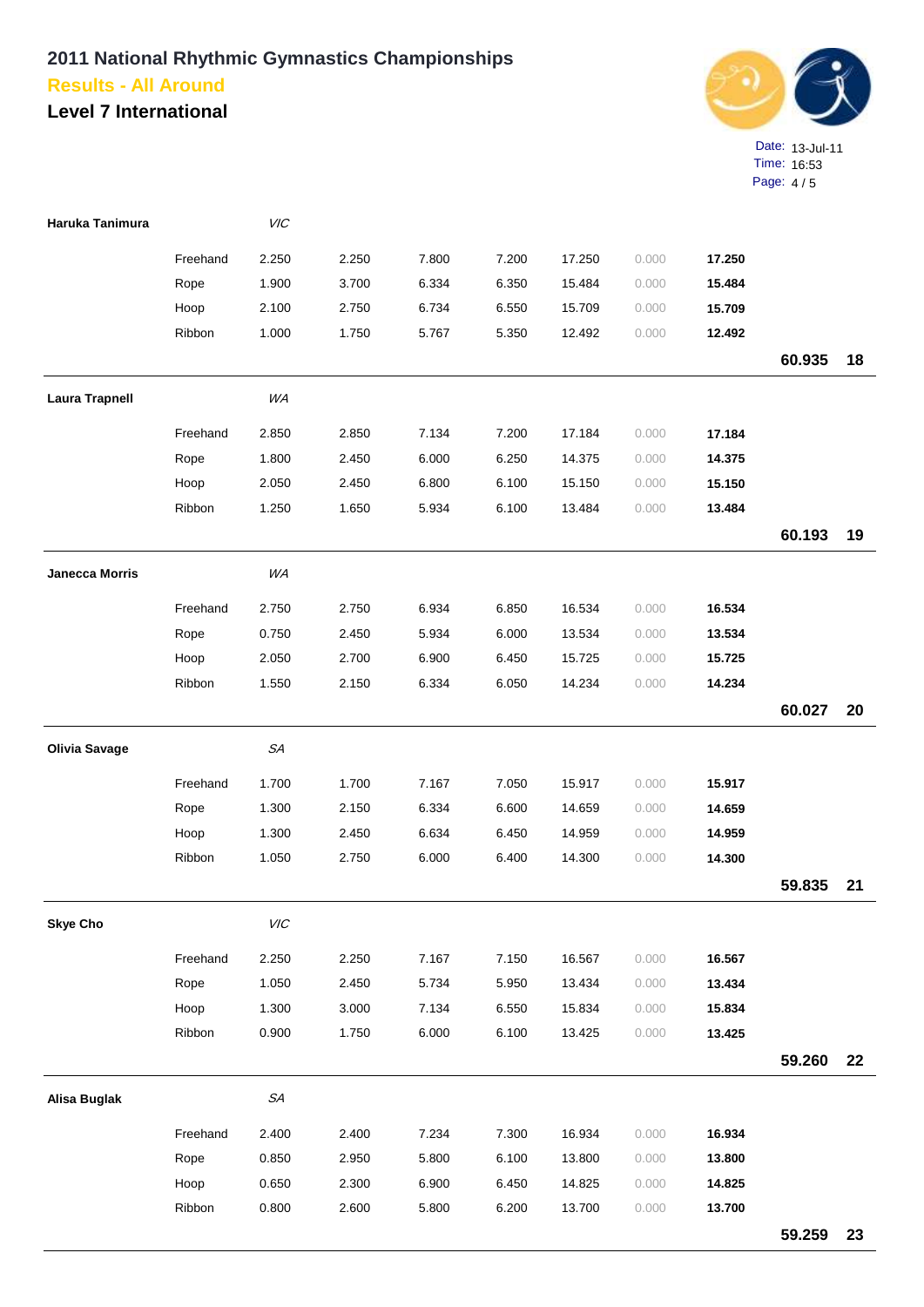# 2011 National Rhythmic Gymnastics Championships

## Results - All Around

### Level 7 International

Date: 13-Jul-11
Time: 16:53

| Name | Apparatus | | | | | | | | Total | Rank |
|---|---|---|---|---|---|---|---|---|---|---|
| **Haruka Tanimura** | *VIC* | | | | | | | | | |
| | Freehand | 2.250 | 2.250 | 7.800 | 7.200 | 17.250 | 0.000 | **17.250** | | |
| | Rope | 1.900 | 3.700 | 6.334 | 6.350 | 15.484 | 0.000 | **15.484** | | |
| | Hoop | 2.100 | 2.750 | 6.734 | 6.550 | 15.709 | 0.000 | **15.709** | | |
| | Ribbon | 1.000 | 1.750 | 5.767 | 5.350 | 12.492 | 0.000 | **12.492** | | |
| | | | | | | | | | **60.935** | **18** |
| **Laura Trapnell** | *WA* | | | | | | | | | |
| | Freehand | 2.850 | 2.850 | 7.134 | 7.200 | 17.184 | 0.000 | **17.184** | | |
| | Rope | 1.800 | 2.450 | 6.000 | 6.250 | 14.375 | 0.000 | **14.375** | | |
| | Hoop | 2.050 | 2.450 | 6.800 | 6.100 | 15.150 | 0.000 | **15.150** | | |
| | Ribbon | 1.250 | 1.650 | 5.934 | 6.100 | 13.484 | 0.000 | **13.484** | | |
| | | | | | | | | | **60.193** | **19** |
| **Janecca Morris** | *WA* | | | | | | | | | |
| | Freehand | 2.750 | 2.750 | 6.934 | 6.850 | 16.534 | 0.000 | **16.534** | | |
| | Rope | 0.750 | 2.450 | 5.934 | 6.000 | 13.534 | 0.000 | **13.534** | | |
| | Hoop | 2.050 | 2.700 | 6.900 | 6.450 | 15.725 | 0.000 | **15.725** | | |
| | Ribbon | 1.550 | 2.150 | 6.334 | 6.050 | 14.234 | 0.000 | **14.234** | | |
| | | | | | | | | | **60.027** | **20** |
| **Olivia Savage** | *SA* | | | | | | | | | |
| | Freehand | 1.700 | 1.700 | 7.167 | 7.050 | 15.917 | 0.000 | **15.917** | | |
| | Rope | 1.300 | 2.150 | 6.334 | 6.600 | 14.659 | 0.000 | **14.659** | | |
| | Hoop | 1.300 | 2.450 | 6.634 | 6.450 | 14.959 | 0.000 | **14.959** | | |
| | Ribbon | 1.050 | 2.750 | 6.000 | 6.400 | 14.300 | 0.000 | **14.300** | | |
| | | | | | | | | | **59.835** | **21** |
| **Skye Cho** | *VIC* | | | | | | | | | |
| | Freehand | 2.250 | 2.250 | 7.167 | 7.150 | 16.567 | 0.000 | **16.567** | | |
| | Rope | 1.050 | 2.450 | 5.734 | 5.950 | 13.434 | 0.000 | **13.434** | | |
| | Hoop | 1.300 | 3.000 | 7.134 | 6.550 | 15.834 | 0.000 | **15.834** | | |
| | Ribbon | 0.900 | 1.750 | 6.000 | 6.100 | 13.425 | 0.000 | **13.425** | | |
| | | | | | | | | | **59.260** | **22** |
| **Alisa Buglak** | *SA* | | | | | | | | | |
| | Freehand | 2.400 | 2.400 | 7.234 | 7.300 | 16.934 | 0.000 | **16.934** | | |
| | Rope | 0.850 | 2.950 | 5.800 | 6.100 | 13.800 | 0.000 | **13.800** | | |
| | Hoop | 0.650 | 2.300 | 6.900 | 6.450 | 14.825 | 0.000 | **14.825** | | |
| | Ribbon | 0.800 | 2.600 | 5.800 | 6.200 | 13.700 | 0.000 | **13.700** | | |
| | | | | | | | | | **59.259** | **23** |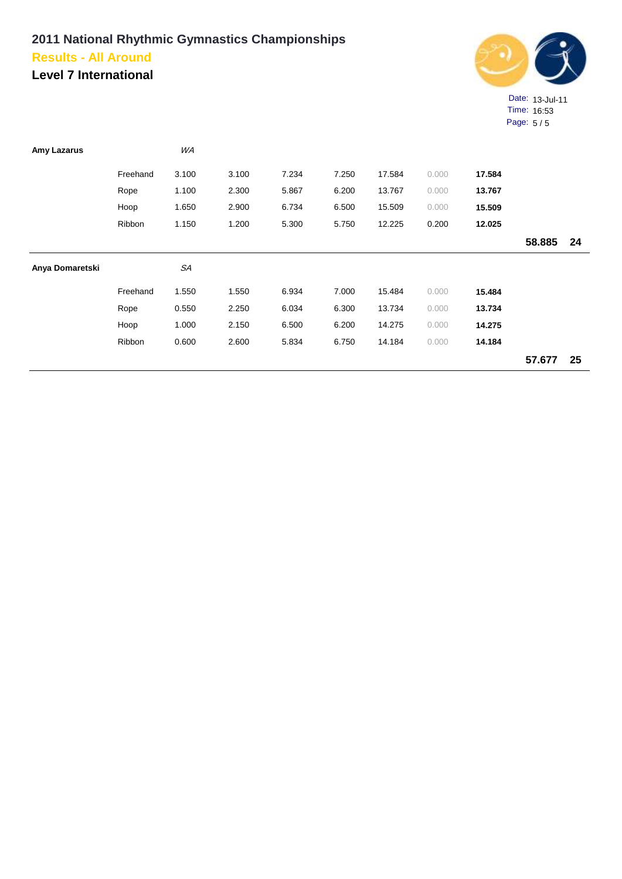# 2011 National Rhythmic Gymnastics Championships

## Results - All Around

## Level 7 International

Date: 13-Jul-11
Time: 16:53

| | | | | | | | | | | |
|---|---|---|---|---|---|---|---|---|---|---|
| **Amy Lazarus** | | *WA* | | | | | | | | |
| | Freehand | 3.100 | 3.100 | 7.234 | 7.250 | 17.584 | 0.000 | **17.584** | | |
| | Rope | 1.100 | 2.300 | 5.867 | 6.200 | 13.767 | 0.000 | **13.767** | | |
| | Hoop | 1.650 | 2.900 | 6.734 | 6.500 | 15.509 | 0.000 | **15.509** | | |
| | Ribbon | 1.150 | 1.200 | 5.300 | 5.750 | 12.225 | 0.200 | **12.025** | | |
| | | | | | | | | | **58.885** | **24** |
| **Anya Domaretski** | | *SA* | | | | | | | | |
| | Freehand | 1.550 | 1.550 | 6.934 | 7.000 | 15.484 | 0.000 | **15.484** | | |
| | Rope | 0.550 | 2.250 | 6.034 | 6.300 | 13.734 | 0.000 | **13.734** | | |
| | Hoop | 1.000 | 2.150 | 6.500 | 6.200 | 14.275 | 0.000 | **14.275** | | |
| | Ribbon | 0.600 | 2.600 | 5.834 | 6.750 | 14.184 | 0.000 | **14.184** | | |
| | | | | | | | | | **57.677** | **25** |